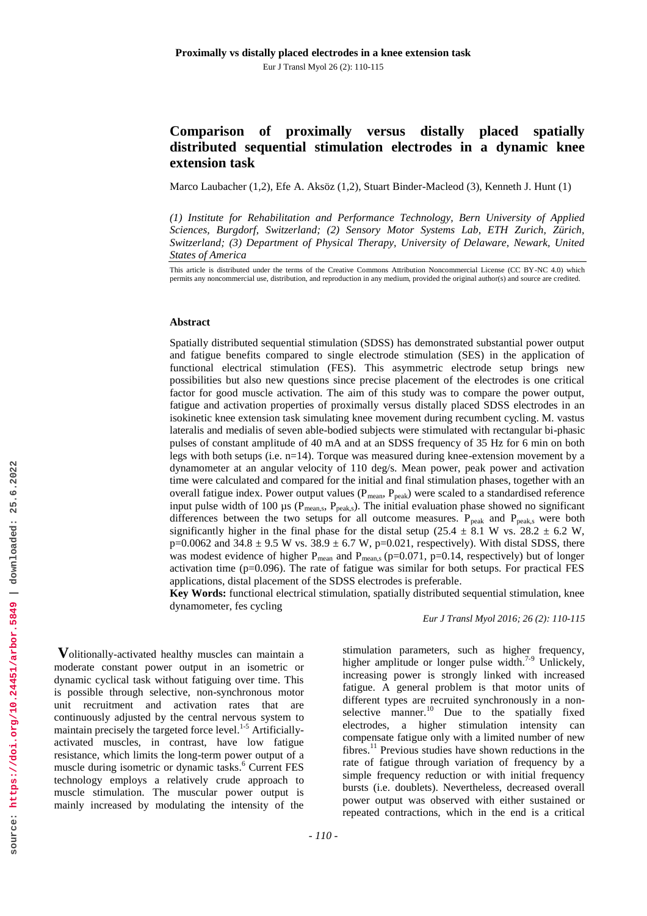# Comparison of proximally versus distally placed spatially distributed sequential stimulation electrodes in a dynamic knee extension task

Marco Laubacher (1,2), Efe A. Aksöz (1,2), Stuart Binder-Macleod (3), Kenneth J. Hunt (1)

*(1) Institute for Rehabilitation and Performance Technology, Bern University of Applied Sciences, Burgdorf, Switzerland; (2) Sensory Motor Systems Lab, ETH Zurich, Zürich, Switzerland; (3) Department of Physical Therapy, University of Delaware, Newark, United States of America*

This article is distributed under the terms of the Creative Commons Attribution Noncommercial License (CC BY-NC 4.0) which permits any noncommercial use, distribution, and reproduction in any medium, provided the original author(s) and source are credited.

### Abstract

Spatially distributed sequential stimulation (SDSS) has demonstrated substantial power output and fatigue benefits compared to single electrode stimulation (SES) in the application of functional electrical stimulation (FES). This asymmetric electrode setup brings new possibilities but also new questions since precise placement of the electrodes is one critical factor for good muscle activation. The aim of this study was to compare the power output, fatigue and activation properties of proximally versus distally placed SDSS electrodes in an isokinetic knee extension task simulating knee movement during recumbent cycling. M. vastus lateralis and medialis of seven able-bodied subjects were stimulated with rectangular bi-phasic pulses of constant amplitude of 40 mA and at an SDSS frequency of 35 Hz for 6 min on both legs with both setups (i.e. n=14). Torque was measured during knee-extension movement by a dynamometer at an angular velocity of 110 deg/s. Mean power, peak power and activation time were calculated and compared for the initial and final stimulation phases, together with an overall fatigue index. Power output values ($P_{mean}$, $P_{peak}$) were scaled to a standardised reference input pulse width of 100 µs ($P_{mean,s}$, $P_{peak,s}$). The initial evaluation phase showed no significant differences between the two setups for all outcome measures. $P_{peak}$ and $P_{peak,s}$ were both significantly higher in the final phase for the distal setup (25.4 ± 8.1 W vs. 28.2 ± 6.2 W, p=0.0062 and 34.8 ± 9.5 W vs. 38.9 ± 6.7 W, p=0.021, respectively). With distal SDSS, there was modest evidence of higher $P_{mean}$ and $P_{mean,s}$ (p=0.071, p=0.14, respectively) but of longer activation time (p=0.096). The rate of fatigue was similar for both setups. For practical FES applications, distal placement of the SDSS electrodes is preferable.

**Key Words:** functional electrical stimulation, spatially distributed sequential stimulation, knee dynamometer, fes cycling

*Eur J Transl Myol 2016; 26 (2): 110-115*

Volitionally-activated healthy muscles can maintain a moderate constant power output in an isometric or dynamic cyclical task without fatiguing over time. This is possible through selective, non-synchronous motor unit recruitment and activation rates that are continuously adjusted by the central nervous system to maintain precisely the targeted force level.[1-5] Artificially-activated muscles, in contrast, have low fatigue resistance, which limits the long-term power output of a muscle during isometric or dynamic tasks.[6] Current FES technology employs a relatively crude approach to muscle stimulation. The muscular power output is mainly increased by modulating the intensity of the stimulation parameters, such as higher frequency, higher amplitude or longer pulse width.[7-9] Unlickely, increasing power is strongly linked with increased fatigue. A general problem is that motor units of different types are recruited synchronously in a non-selective manner.[10] Due to the spatially fixed electrodes, a higher stimulation intensity can compensate fatigue only with a limited number of new fibres.[11] Previous studies have shown reductions in the rate of fatigue through variation of frequency by a simple frequency reduction or with initial frequency bursts (i.e. doublets). Nevertheless, decreased overall power output was observed with either sustained or repeated contractions, which in the end is a critical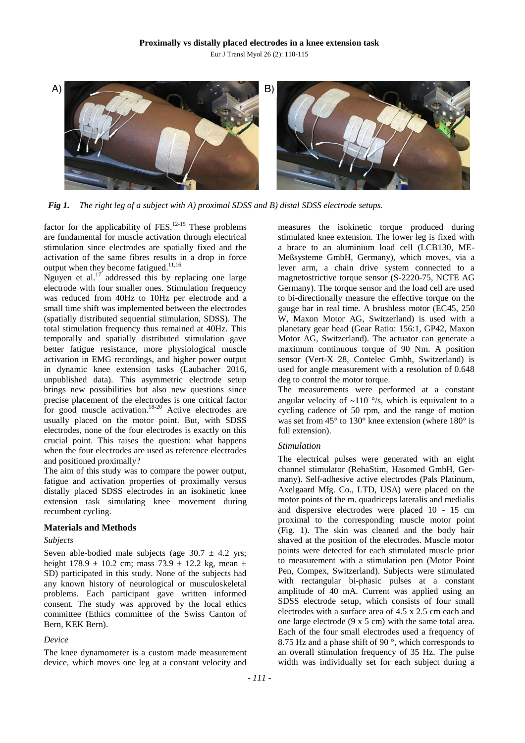*Fig 1. The right leg of a subject with A) proximal SDSS and B) distal SDSS electrode setups.*

factor for the applicability of FES.[12-15] These problems are fundamental for muscle activation through electrical stimulation since electrodes are spatially fixed and the activation of the same fibres results in a drop in force output when they become fatigued.[11,16]

Nguyen et al.[17] addressed this by replacing one large electrode with four smaller ones. Stimulation frequency was reduced from 40Hz to 10Hz per electrode and a small time shift was implemented between the electrodes (spatially distributed sequential stimulation, SDSS). The total stimulation frequency thus remained at 40Hz. This temporally and spatially distributed stimulation gave better fatigue resistance, more physiological muscle activation in EMG recordings, and higher power output in dynamic knee extension tasks (Laubacher 2016, unpublished data). This asymmetric electrode setup brings new possibilities but also new questions since precise placement of the electrodes is one critical factor for good muscle activation.[18-20] Active electrodes are usually placed on the motor point. But, with SDSS electrodes, none of the four electrodes is exactly on this crucial point. This raises the question: what happens when the four electrodes are used as reference electrodes and positioned proximally?

The aim of this study was to compare the power output, fatigue and activation properties of proximally versus distally placed SDSS electrodes in an isokinetic knee extension task simulating knee movement during recumbent cycling.

## Materials and Methods

### *Subjects*

Seven able-bodied male subjects (age 30.7 ± 4.2 yrs; height 178.9 ± 10.2 cm; mass 73.9 ± 12.2 kg, mean ± SD) participated in this study. None of the subjects had any known history of neurological or musculoskeletal problems. Each participant gave written informed consent. The study was approved by the local ethics committee (Ethics committee of the Swiss Canton of Bern, KEK Bern).

### *Device*

The knee dynamometer is a custom made measurement device, which moves one leg at a constant velocity and measures the isokinetic torque produced during stimulated knee extension. The lower leg is fixed with a brace to an aluminium load cell (LCB130, ME-Meßsysteme GmbH, Germany), which moves, via a lever arm, a chain drive system connected to a magnetostrictive torque sensor (S-2220-75, NCTE AG Germany). The torque sensor and the load cell are used to bi-directionally measure the effective torque on the gauge bar in real time. A brushless motor (EC45, 250 W, Maxon Motor AG, Switzerland) is used with a planetary gear head (Gear Ratio: 156:1, GP42, Maxon Motor AG, Switzerland). The actuator can generate a maximum continuous torque of 90 Nm. A position sensor (Vert-X 28, Contelec Gmbh, Switzerland) is used for angle measurement with a resolution of 0.648 deg to control the motor torque.

The measurements were performed at a constant angular velocity of ~110 °/s, which is equivalent to a cycling cadence of 50 rpm, and the range of motion was set from 45° to 130° knee extension (where 180° is full extension).

### *Stimulation*

The electrical pulses were generated with an eight channel stimulator (RehaStim, Hasomed GmbH, Germany). Self-adhesive active electrodes (Pals Platinum, Axelgaard Mfg. Co., LTD, USA) were placed on the motor points of the m. quadriceps lateralis and medialis and dispersive electrodes were placed 10 - 15 cm proximal to the corresponding muscle motor point (Fig. 1). The skin was cleaned and the body hair shaved at the position of the electrodes. Muscle motor points were detected for each stimulated muscle prior to measurement with a stimulation pen (Motor Point Pen, Compex, Switzerland). Subjects were stimulated with rectangular bi-phasic pulses at a constant amplitude of 40 mA. Current was applied using an SDSS electrode setup, which consists of four small electrodes with a surface area of 4.5 x 2.5 cm each and one large electrode (9 x 5 cm) with the same total area. Each of the four small electrodes used a frequency of 8.75 Hz and a phase shift of 90 °, which corresponds to an overall stimulation frequency of 35 Hz. The pulse width was individually set for each subject during a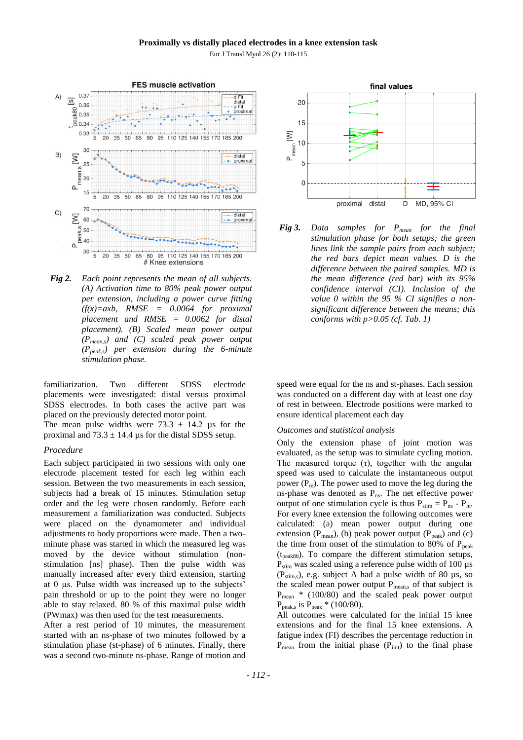FES muscle activation

A)

$t_{peak80}$ [s]

0.37
0.36
0.35
0.34
0.33

5 20 35 50 65 80 95 110 125 140 155 170 185 200

d Fit
distal
p Fit
proximal

B)

$P_{mean,s}$ [W]

30
25
20
15

5 20 35 50 65 80 95 110 125 140 155 170 185 200

distal
proximal

C)

$P_{peak,s}$ [W]

70
60
50
40
30

5 20 35 50 65 80 95 110 125 140 155 170 185 200

distal
proximal

# Knee extensions

***Fig 2.*** *Each point represents the mean of all subjects. (A) Activation time to 80% peak power output per extension, including a power curve fitting (f(x)=axb, RMSE = 0.0064 for proximal placement and RMSE = 0.0062 for distal placement). (B) Scaled mean power output ($P_{mean,s}$) and (C) scaled peak power output ($P_{peak,s}$) per extension during the 6-minute stimulation phase.*

final values

$P_{mean}$ [W]

20
15
10
5
0

proximal distal D MD, 95% CI

***Fig 3.*** *Data samples for $P_{mean}$ for the final stimulation phase for both setups; the green lines link the sample pairs from each subject; the red bars depict mean values. D is the difference between the paired samples. MD is the mean difference (red bar) with its 95% confidence interval (CI). Inclusion of the value 0 within the 95 % CI signifies a non-significant difference between the means; this conforms with p>0.05 (cf. Tab. 1)*

familiarization. Two different SDSS electrode placements were investigated: distal versus proximal SDSS electrodes. In both cases the active part was placed on the previously detected motor point.
The mean pulse widths were 73.3 ± 14.2 µs for the proximal and 73.3 ± 14.4 µs for the distal SDSS setup.

*Procedure*

Each subject participated in two sessions with only one electrode placement tested for each leg within each session. Between the two measurements in each session, subjects had a break of 15 minutes. Stimulation setup order and the leg were chosen randomly. Before each measurement a familiarization was conducted. Subjects were placed on the dynamometer and individual adjustments to body proportions were made. Then a two-minute phase was started in which the measured leg was moved by the device without stimulation (non-stimulation [ns] phase). Then the pulse width was manually increased after every third extension, starting at 0 µs. Pulse width was increased up to the subjects' pain threshold or up to the point they were no longer able to stay relaxed. 80 % of this maximal pulse width (PWmax) was then used for the test measurements.
After a rest period of 10 minutes, the measurement started with an ns-phase of two minutes followed by a stimulation phase (st-phase) of 6 minutes. Finally, there was a second two-minute ns-phase. Range of motion and speed were equal for the ns and st-phases. Each session was conducted on a different day with at least one day of rest in between. Electrode positions were marked to ensure identical placement each day

*Outcomes and statistical analysis*

Only the extension phase of joint motion was evaluated, as the setup was to simulate cycling motion. The measured torque (τ), together with the angular speed was used to calculate the instantaneous output power ($P_m$). The power used to move the leg during the ns-phase was denoted as $P_{ns}$. The net effective power output of one stimulation cycle is thus $P_{stim} = P_{ns} - P_m$. For every knee extension the following outcomes were calculated: (a) mean power output during one extension ($P_{mean}$), (b) peak power output ($P_{peak}$) and (c) the time from onset of the stimulation to 80% of $P_{peak}$ ($t_{peak80}$). To compare the different stimulation setups, $P_{stim}$ was scaled using a reference pulse width of 100 µs ($P_{stim,s}$), e.g. subject A had a pulse width of 80 µs, so the scaled mean power output $P_{mean,s}$ of that subject is $P_{mean}$ * (100/80) and the scaled peak power output $P_{peak,s}$ is $P_{peak}$ * (100/80).
All outcomes were calculated for the initial 15 knee extensions and for the final 15 knee extensions. A fatigue index (FI) describes the percentage reduction in $P_{mean}$ from the initial phase ($P_{init}$) to the final phase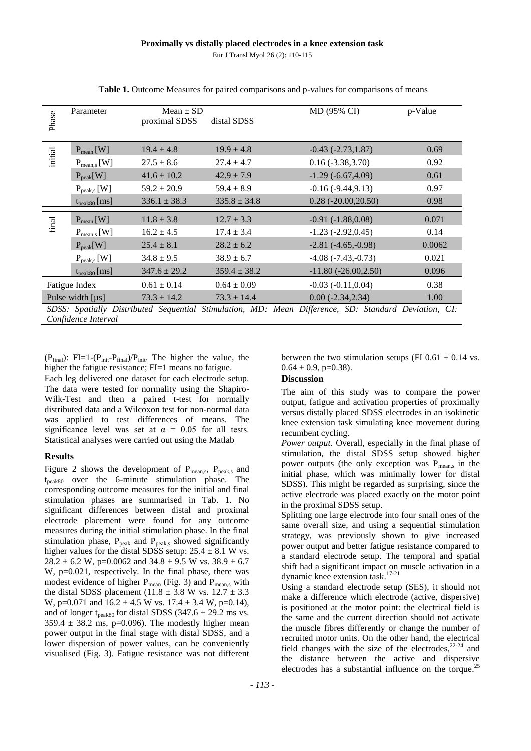**Table 1.** Outcome Measures for paired comparisons and p-values for comparisons of means

| Phase | Parameter | Mean ± SD proximal SDSS | Mean ± SD distal SDSS | MD (95% CI) | p-Value |
|---|---|---|---|---|---|
| initial | $P_{mean}$ [W] | 19.4 ± 4.8 | 19.9 ± 4.8 | -0.43 (-2.73,1.87) | 0.69 |
| | $P_{mean,s}$ [W] | 27.5 ± 8.6 | 27.4 ± 4.7 | 0.16 (-3.38,3.70) | 0.92 |
| | $P_{peak}$[W] | 41.6 ± 10.2 | 42.9 ± 7.9 | -1.29 (-6.67,4.09) | 0.61 |
| | $P_{peak,s}$ [W] | 59.2 ± 20.9 | 59.4 ± 8.9 | -0.16 (-9.44,9.13) | 0.97 |
| | $t_{peak80}$ [ms] | 336.1 ± 38.3 | 335.8 ± 34.8 | 0.28 (-20.00,20.50) | 0.98 |
| final | $P_{mean}$ [W] | 11.8 ± 3.8 | 12.7 ± 3.3 | -0.91 (-1.88,0.08) | 0.071 |
| | $P_{mean,s}$ [W] | 16.2 ± 4.5 | 17.4 ± 3.4 | -1.23 (-2.92,0.45) | 0.14 |
| | $P_{peak}$[W] | 25.4 ± 8.1 | 28.2 ± 6.2 | -2.81 (-4.65,-0.98) | 0.0062 |
| | $P_{peak,s}$ [W] | 34.8 ± 9.5 | 38.9 ± 6.7 | -4.08 (-7.43,-0.73) | 0.021 |
| | $t_{peak80}$ [ms] | 347.6 ± 29.2 | 359.4 ± 38.2 | -11.80 (-26.00,2.50) | 0.096 |
| Fatigue Index | | 0.61 ± 0.14 | 0.64 ± 0.09 | -0.03 (-0.11,0.04) | 0.38 |
| Pulse width [μs] | | 73.3 ± 14.2 | 73.3 ± 14.4 | 0.00 (-2.34,2.34) | 1.00 |

*SDSS: Spatially Distributed Sequential Stimulation, MD: Mean Difference, SD: Standard Deviation, CI: Confidence Interval*

($P_{final}$): $FI=1-(P_{init}-P_{final})/P_{init}$. The higher the value, the higher the fatigue resistance; FI=1 means no fatigue.

Each leg delivered one dataset for each electrode setup. The data were tested for normality using the Shapiro-Wilk-Test and then a paired t-test for normally distributed data and a Wilcoxon test for non-normal data was applied to test differences of means. The significance level was set at $\alpha = 0.05$ for all tests. Statistical analyses were carried out using the Matlab

### Results

Figure 2 shows the development of $P_{mean,s}$, $P_{peak,s}$ and $t_{peak80}$ over the 6-minute stimulation phase. The corresponding outcome measures for the initial and final stimulation phases are summarised in Tab. 1. No significant differences between distal and proximal electrode placement were found for any outcome measures during the initial stimulation phase. In the final stimulation phase, $P_{peak}$ and $P_{peak,s}$ showed significantly higher values for the distal SDSS setup: 25.4 ± 8.1 W vs. 28.2 ± 6.2 W, p=0.0062 and 34.8 ± 9.5 W vs. 38.9 ± 6.7 W, p=0.021, respectively. In the final phase, there was modest evidence of higher $P_{mean}$ (Fig. 3) and $P_{mean,s}$ with the distal SDSS placement (11.8 ± 3.8 W vs. 12.7 ± 3.3 W, p=0.071 and 16.2 ± 4.5 W vs. 17.4 ± 3.4 W, p=0.14), and of longer $t_{peak80}$ for distal SDSS (347.6 ± 29.2 ms vs. 359.4 ± 38.2 ms, p=0.096). The modestly higher mean power output in the final stage with distal SDSS, and a lower dispersion of power values, can be conveniently visualised (Fig. 3). Fatigue resistance was not different between the two stimulation setups (FI 0.61 ± 0.14 vs. 0.64 ± 0.9, p=0.38).

### Discussion

The aim of this study was to compare the power output, fatigue and activation properties of proximally versus distally placed SDSS electrodes in an isokinetic knee extension task simulating knee movement during recumbent cycling.

*Power output.* Overall, especially in the final phase of stimulation, the distal SDSS setup showed higher power outputs (the only exception was $P_{mean,s}$ in the initial phase, which was minimally lower for distal SDSS). This might be regarded as surprising, since the active electrode was placed exactly on the motor point in the proximal SDSS setup.

Splitting one large electrode into four small ones of the same overall size, and using a sequential stimulation strategy, was previously shown to give increased power output and better fatigue resistance compared to a standard electrode setup. The temporal and spatial shift had a significant impact on muscle activation in a dynamic knee extension task.[17-21]

Using a standard electrode setup (SES), it should not make a difference which electrode (active, dispersive) is positioned at the motor point: the electrical field is the same and the current direction should not activate the muscle fibres differently or change the number of recruited motor units. On the other hand, the electrical field changes with the size of the electrodes,[22-24] and the distance between the active and dispersive electrodes has a substantial influence on the torque.[25]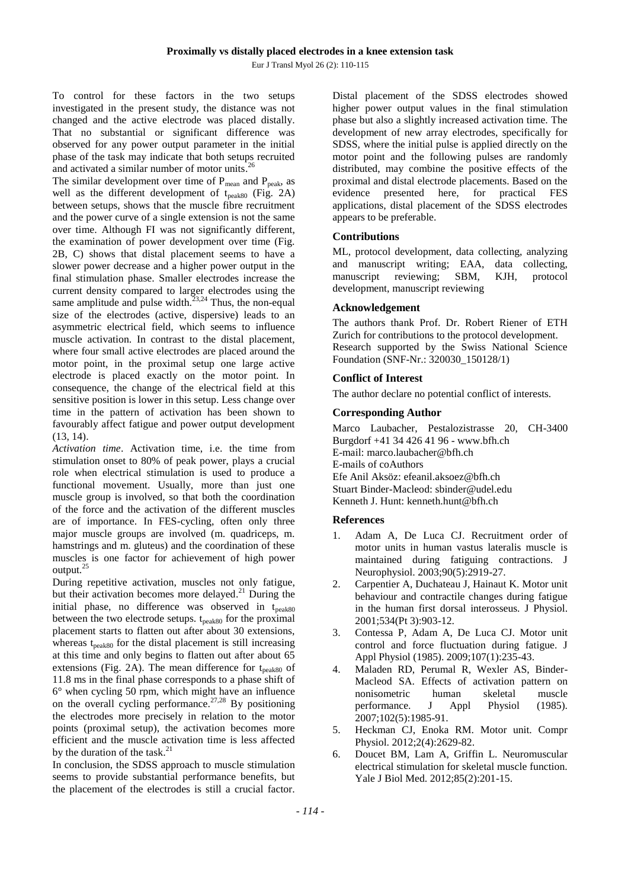To control for these factors in the two setups investigated in the present study, the distance was not changed and the active electrode was placed distally. That no substantial or significant difference was observed for any power output parameter in the initial phase of the task may indicate that both setups recruited and activated a similar number of motor units.[26]

The similar development over time of $P_{mean}$ and $P_{peak}$, as well as the different development of $t_{peak80}$ (Fig. 2A) between setups, shows that the muscle fibre recruitment and the power curve of a single extension is not the same over time. Although FI was not significantly different, the examination of power development over time (Fig. 2B, C) shows that distal placement seems to have a slower power decrease and a higher power output in the final stimulation phase. Smaller electrodes increase the current density compared to larger electrodes using the same amplitude and pulse width.[23,24] Thus, the non-equal size of the electrodes (active, dispersive) leads to an asymmetric electrical field, which seems to influence muscle activation. In contrast to the distal placement, where four small active electrodes are placed around the motor point, in the proximal setup one large active electrode is placed exactly on the motor point. In consequence, the change of the electrical field at this sensitive position is lower in this setup. Less change over time in the pattern of activation has been shown to favourably affect fatigue and power output development (13, 14).

*Activation time*. Activation time, i.e. the time from stimulation onset to 80% of peak power, plays a crucial role when electrical stimulation is used to produce a functional movement. Usually, more than just one muscle group is involved, so that both the coordination of the force and the activation of the different muscles are of importance. In FES-cycling, often only three major muscle groups are involved (m. quadriceps, m. hamstrings and m. gluteus) and the coordination of these muscles is one factor for achievement of high power output.[25]

During repetitive activation, muscles not only fatigue, but their activation becomes more delayed.[21] During the initial phase, no difference was observed in $t_{peak80}$ between the two electrode setups. $t_{peak80}$ for the proximal placement starts to flatten out after about 30 extensions, whereas $t_{peak80}$ for the distal placement is still increasing at this time and only begins to flatten out after about 65 extensions (Fig. 2A). The mean difference for $t_{peak80}$ of 11.8 ms in the final phase corresponds to a phase shift of 6° when cycling 50 rpm, which might have an influence on the overall cycling performance.[27,28] By positioning the electrodes more precisely in relation to the motor points (proximal setup), the activation becomes more efficient and the muscle activation time is less affected by the duration of the task.[21]

In conclusion, the SDSS approach to muscle stimulation seems to provide substantial performance benefits, but the placement of the electrodes is still a crucial factor. Distal placement of the SDSS electrodes showed higher power output values in the final stimulation phase but also a slightly increased activation time. The development of new array electrodes, specifically for SDSS, where the initial pulse is applied directly on the motor point and the following pulses are randomly distributed, may combine the positive effects of the proximal and distal electrode placements. Based on the evidence presented here, for practical FES applications, distal placement of the SDSS electrodes appears to be preferable.

## Contributions

ML, protocol development, data collecting, analyzing and manuscript writing; EAA, data collecting, manuscript reviewing; SBM, KJH, protocol development, manuscript reviewing

## Acknowledgement

The authors thank Prof. Dr. Robert Riener of ETH Zurich for contributions to the protocol development.
Research supported by the Swiss National Science Foundation (SNF-Nr.: 320030_150128/1)

## Conflict of Interest

The author declare no potential conflict of interests.

## Corresponding Author

Marco Laubacher, Pestalozistrasse 20, CH-3400 Burgdorf +41 34 426 41 96 - www.bfh.ch
E-mail: marco.laubacher@bfh.ch
E-mails of coAuthors
Efe Anil Aksöz: efeanil.aksoez@bfh.ch
Stuart Binder-Macleod: sbinder@udel.edu
Kenneth J. Hunt: kenneth.hunt@bfh.ch

## References

1. Adam A, De Luca CJ. Recruitment order of motor units in human vastus lateralis muscle is maintained during fatiguing contractions. J Neurophysiol. 2003;90(5):2919-27.
2. Carpentier A, Duchateau J, Hainaut K. Motor unit behaviour and contractile changes during fatigue in the human first dorsal interosseus. J Physiol. 2001;534(Pt 3):903-12.
3. Contessa P, Adam A, De Luca CJ. Motor unit control and force fluctuation during fatigue. J Appl Physiol (1985). 2009;107(1):235-43.
4. Maladen RD, Perumal R, Wexler AS, Binder-Macleod SA. Effects of activation pattern on nonisometric human skeletal muscle performance. J Appl Physiol (1985). 2007;102(5):1985-91.
5. Heckman CJ, Enoka RM. Motor unit. Compr Physiol. 2012;2(4):2629-82.
6. Doucet BM, Lam A, Griffin L. Neuromuscular electrical stimulation for skeletal muscle function. Yale J Biol Med. 2012;85(2):201-15.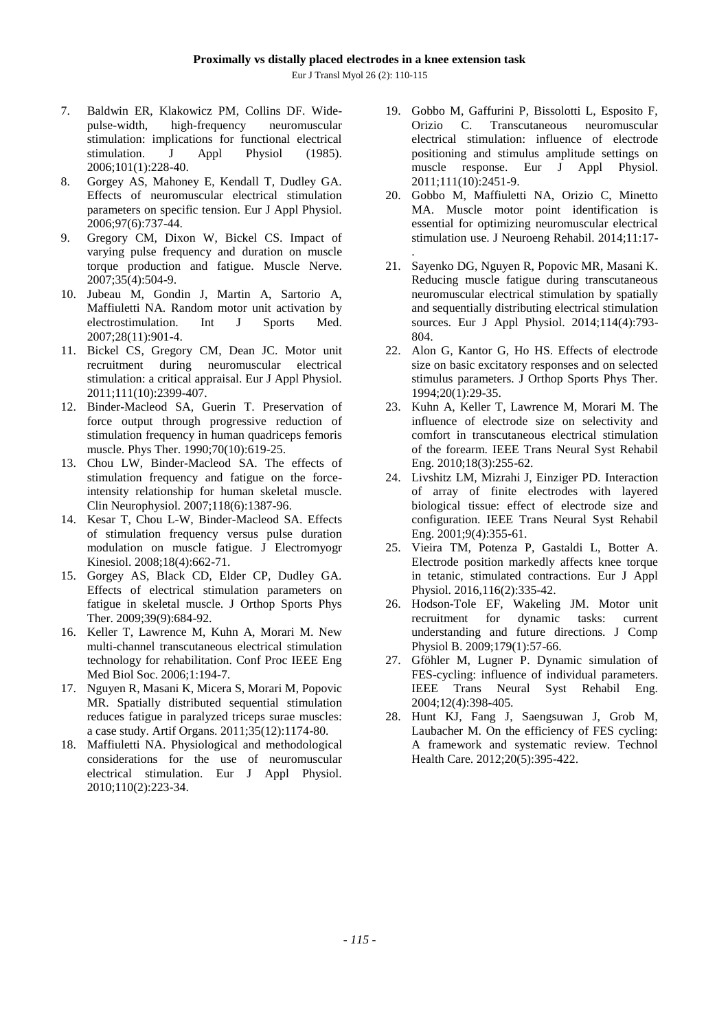7. Baldwin ER, Klakowicz PM, Collins DF. Wide-pulse-width, high-frequency neuromuscular stimulation: implications for functional electrical stimulation. J Appl Physiol (1985). 2006;101(1):228-40.
8. Gorgey AS, Mahoney E, Kendall T, Dudley GA. Effects of neuromuscular electrical stimulation parameters on specific tension. Eur J Appl Physiol. 2006;97(6):737-44.
9. Gregory CM, Dixon W, Bickel CS. Impact of varying pulse frequency and duration on muscle torque production and fatigue. Muscle Nerve. 2007;35(4):504-9.
10. Jubeau M, Gondin J, Martin A, Sartorio A, Maffiuletti NA. Random motor unit activation by electrostimulation. Int J Sports Med. 2007;28(11):901-4.
11. Bickel CS, Gregory CM, Dean JC. Motor unit recruitment during neuromuscular electrical stimulation: a critical appraisal. Eur J Appl Physiol. 2011;111(10):2399-407.
12. Binder-Macleod SA, Guerin T. Preservation of force output through progressive reduction of stimulation frequency in human quadriceps femoris muscle. Phys Ther. 1990;70(10):619-25.
13. Chou LW, Binder-Macleod SA. The effects of stimulation frequency and fatigue on the force-intensity relationship for human skeletal muscle. Clin Neurophysiol. 2007;118(6):1387-96.
14. Kesar T, Chou L-W, Binder-Macleod SA. Effects of stimulation frequency versus pulse duration modulation on muscle fatigue. J Electromyogr Kinesiol. 2008;18(4):662-71.
15. Gorgey AS, Black CD, Elder CP, Dudley GA. Effects of electrical stimulation parameters on fatigue in skeletal muscle. J Orthop Sports Phys Ther. 2009;39(9):684-92.
16. Keller T, Lawrence M, Kuhn A, Morari M. New multi-channel transcutaneous electrical stimulation technology for rehabilitation. Conf Proc IEEE Eng Med Biol Soc. 2006;1:194-7.
17. Nguyen R, Masani K, Micera S, Morari M, Popovic MR. Spatially distributed sequential stimulation reduces fatigue in paralyzed triceps surae muscles: a case study. Artif Organs. 2011;35(12):1174-80.
18. Maffiuletti NA. Physiological and methodological considerations for the use of neuromuscular electrical stimulation. Eur J Appl Physiol. 2010;110(2):223-34.
19. Gobbo M, Gaffurini P, Bissolotti L, Esposito F, Orizio C. Transcutaneous neuromuscular electrical stimulation: influence of electrode positioning and stimulus amplitude settings on muscle response. Eur J Appl Physiol. 2011;111(10):2451-9.
20. Gobbo M, Maffiuletti NA, Orizio C, Minetto MA. Muscle motor point identification is essential for optimizing neuromuscular electrical stimulation use. J Neuroeng Rehabil. 2014;11:17-.
21. Sayenko DG, Nguyen R, Popovic MR, Masani K. Reducing muscle fatigue during transcutaneous neuromuscular electrical stimulation by spatially and sequentially distributing electrical stimulation sources. Eur J Appl Physiol. 2014;114(4):793-804.
22. Alon G, Kantor G, Ho HS. Effects of electrode size on basic excitatory responses and on selected stimulus parameters. J Orthop Sports Phys Ther. 1994;20(1):29-35.
23. Kuhn A, Keller T, Lawrence M, Morari M. The influence of electrode size on selectivity and comfort in transcutaneous electrical stimulation of the forearm. IEEE Trans Neural Syst Rehabil Eng. 2010;18(3):255-62.
24. Livshitz LM, Mizrahi J, Einziger PD. Interaction of array of finite electrodes with layered biological tissue: effect of electrode size and configuration. IEEE Trans Neural Syst Rehabil Eng. 2001;9(4):355-61.
25. Vieira TM, Potenza P, Gastaldi L, Botter A. Electrode position markedly affects knee torque in tetanic, stimulated contractions. Eur J Appl Physiol. 2016,116(2):335-42.
26. Hodson-Tole EF, Wakeling JM. Motor unit recruitment for dynamic tasks: current understanding and future directions. J Comp Physiol B. 2009;179(1):57-66.
27. Gföhler M, Lugner P. Dynamic simulation of FES-cycling: influence of individual parameters. IEEE Trans Neural Syst Rehabil Eng. 2004;12(4):398-405.
28. Hunt KJ, Fang J, Saengsuwan J, Grob M, Laubacher M. On the efficiency of FES cycling: A framework and systematic review. Technol Health Care. 2012;20(5):395-422.